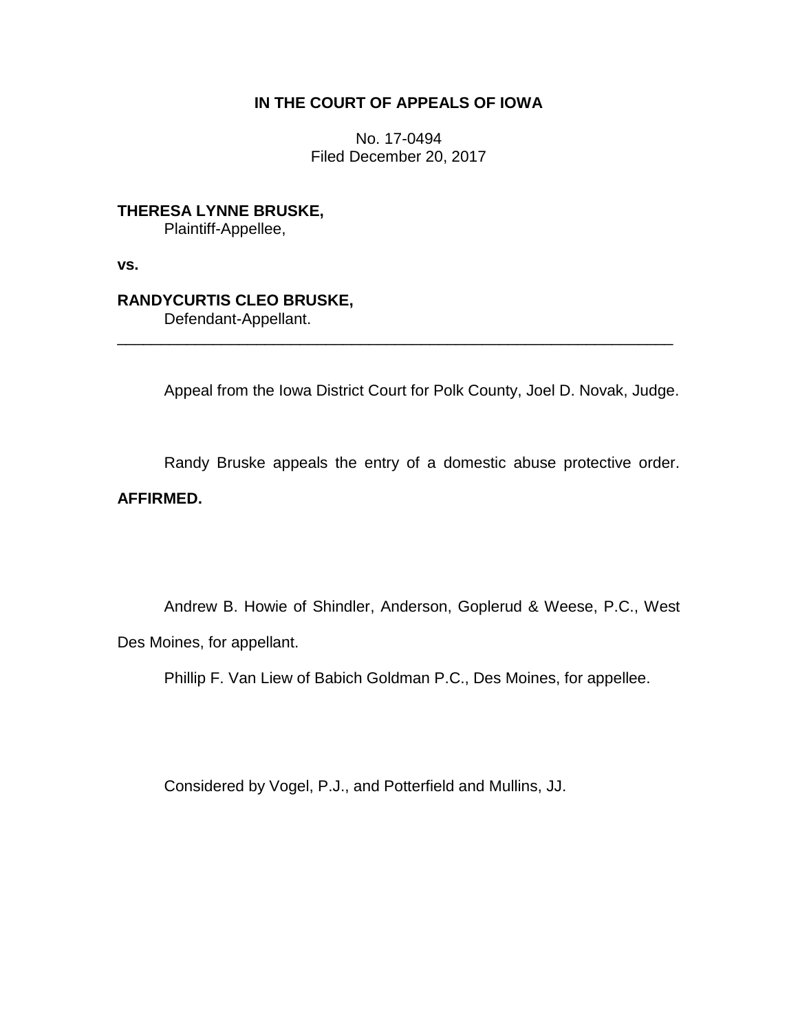**IN THE COURT OF APPEALS OF IOWA**

No. 17-0494
Filed December 20, 2017

**THERESA LYNNE BRUSKE,**
Plaintiff-Appellee,

**vs.**

**RANDYCURTIS CLEO BRUSKE,**
Defendant-Appellant.

---

Appeal from the Iowa District Court for Polk County, Joel D. Novak, Judge.

Randy Bruske appeals the entry of a domestic abuse protective order. **AFFIRMED.**

Andrew B. Howie of Shindler, Anderson, Goplerud & Weese, P.C., West Des Moines, for appellant.

Phillip F. Van Liew of Babich Goldman P.C., Des Moines, for appellee.

Considered by Vogel, P.J., and Potterfield and Mullins, JJ.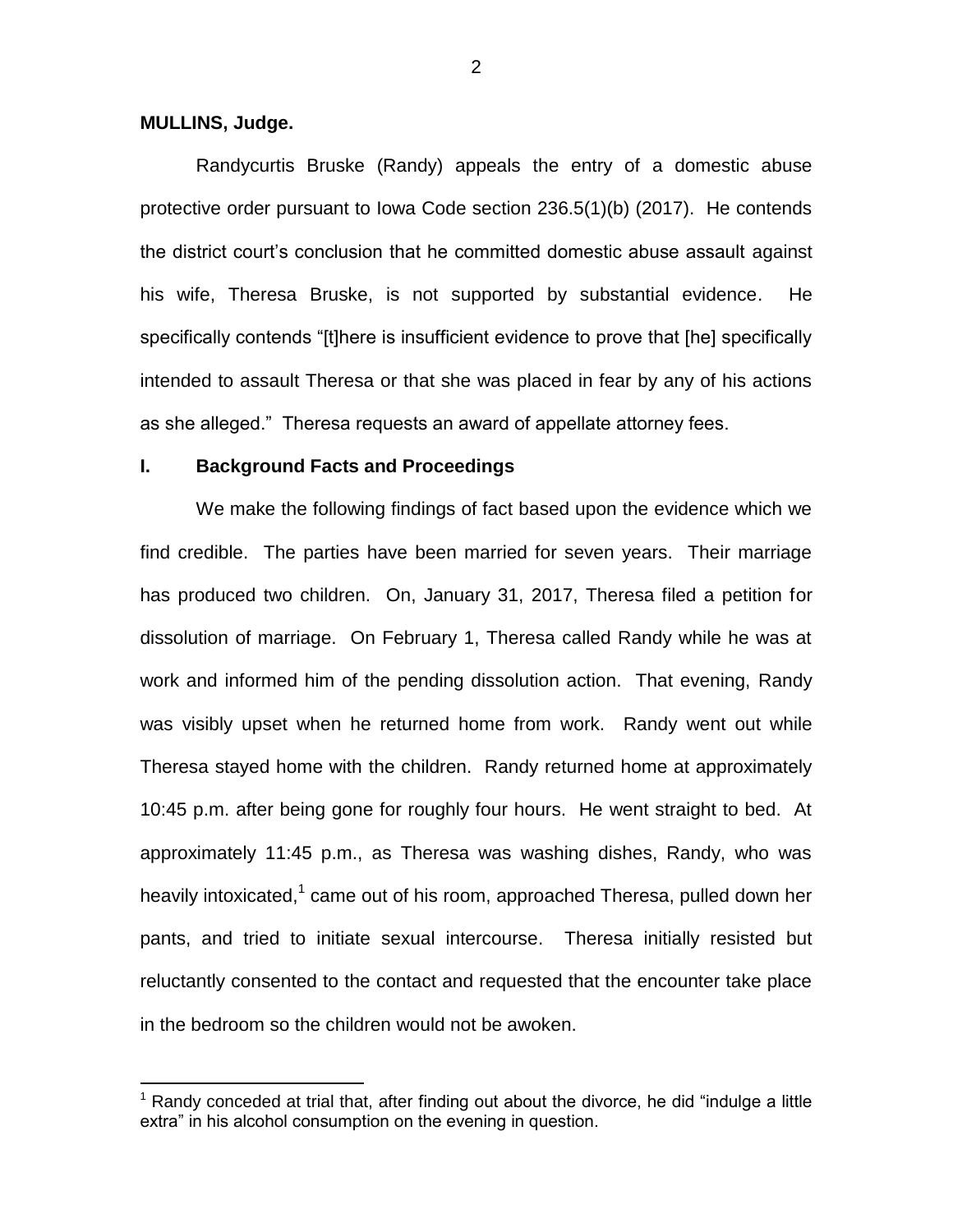**MULLINS, Judge.**

Randycurtis Bruske (Randy) appeals the entry of a domestic abuse protective order pursuant to Iowa Code section 236.5(1)(b) (2017). He contends the district court's conclusion that he committed domestic abuse assault against his wife, Theresa Bruske, is not supported by substantial evidence. He specifically contends "[t]here is insufficient evidence to prove that [he] specifically intended to assault Theresa or that she was placed in fear by any of his actions as she alleged." Theresa requests an award of appellate attorney fees.

## I. Background Facts and Proceedings

We make the following findings of fact based upon the evidence which we find credible. The parties have been married for seven years. Their marriage has produced two children. On, January 31, 2017, Theresa filed a petition for dissolution of marriage. On February 1, Theresa called Randy while he was at work and informed him of the pending dissolution action. That evening, Randy was visibly upset when he returned home from work. Randy went out while Theresa stayed home with the children. Randy returned home at approximately 10:45 p.m. after being gone for roughly four hours. He went straight to bed. At approximately 11:45 p.m., as Theresa was washing dishes, Randy, who was heavily intoxicated,[1] came out of his room, approached Theresa, pulled down her pants, and tried to initiate sexual intercourse. Theresa initially resisted but reluctantly consented to the contact and requested that the encounter take place in the bedroom so the children would not be awoken.

[1] Randy conceded at trial that, after finding out about the divorce, he did "indulge a little extra" in his alcohol consumption on the evening in question.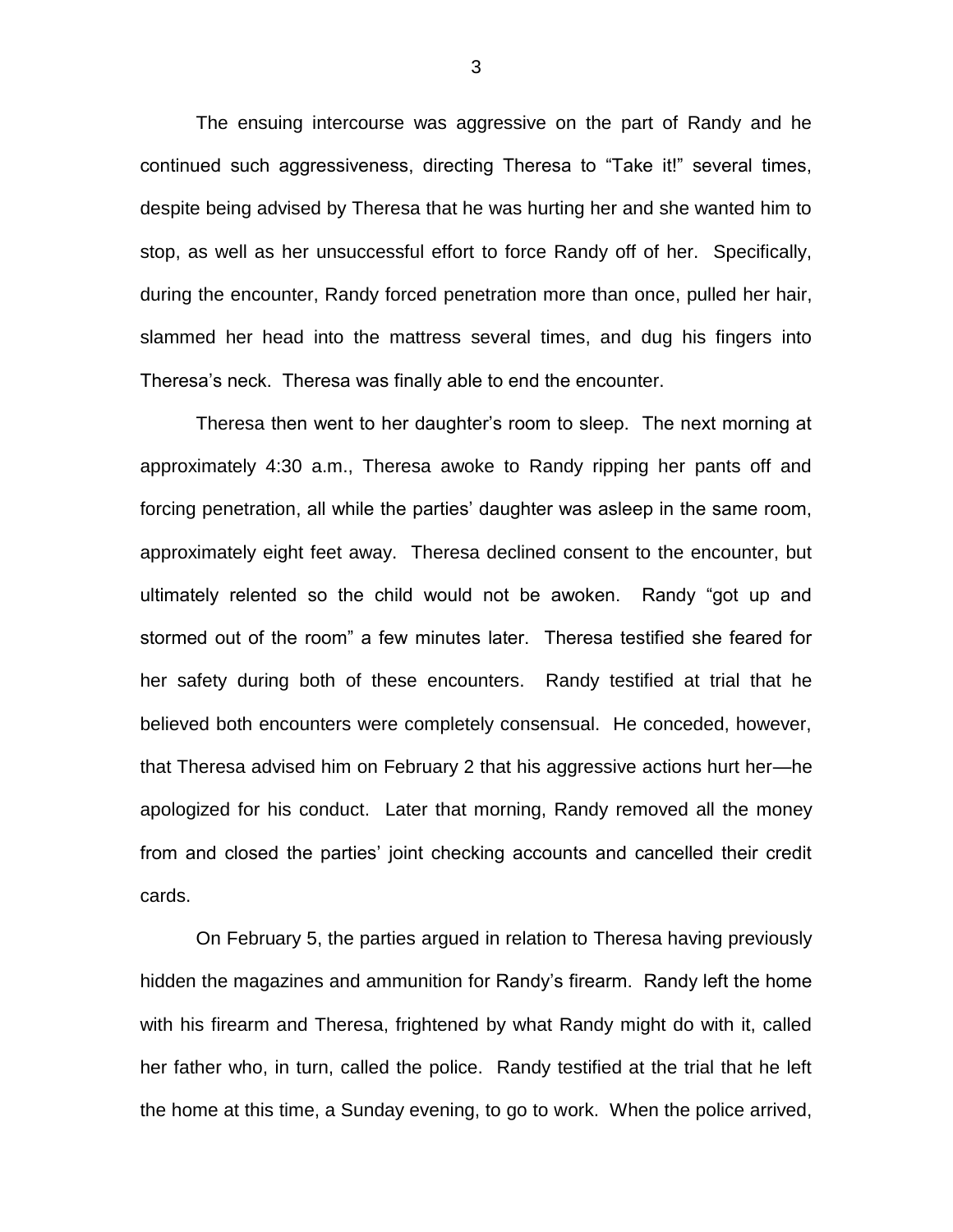The ensuing intercourse was aggressive on the part of Randy and he continued such aggressiveness, directing Theresa to "Take it!" several times, despite being advised by Theresa that he was hurting her and she wanted him to stop, as well as her unsuccessful effort to force Randy off of her. Specifically, during the encounter, Randy forced penetration more than once, pulled her hair, slammed her head into the mattress several times, and dug his fingers into Theresa's neck. Theresa was finally able to end the encounter.

Theresa then went to her daughter's room to sleep. The next morning at approximately 4:30 a.m., Theresa awoke to Randy ripping her pants off and forcing penetration, all while the parties' daughter was asleep in the same room, approximately eight feet away. Theresa declined consent to the encounter, but ultimately relented so the child would not be awoken. Randy "got up and stormed out of the room" a few minutes later. Theresa testified she feared for her safety during both of these encounters. Randy testified at trial that he believed both encounters were completely consensual. He conceded, however, that Theresa advised him on February 2 that his aggressive actions hurt her—he apologized for his conduct. Later that morning, Randy removed all the money from and closed the parties' joint checking accounts and cancelled their credit cards.

On February 5, the parties argued in relation to Theresa having previously hidden the magazines and ammunition for Randy's firearm. Randy left the home with his firearm and Theresa, frightened by what Randy might do with it, called her father who, in turn, called the police. Randy testified at the trial that he left the home at this time, a Sunday evening, to go to work. When the police arrived,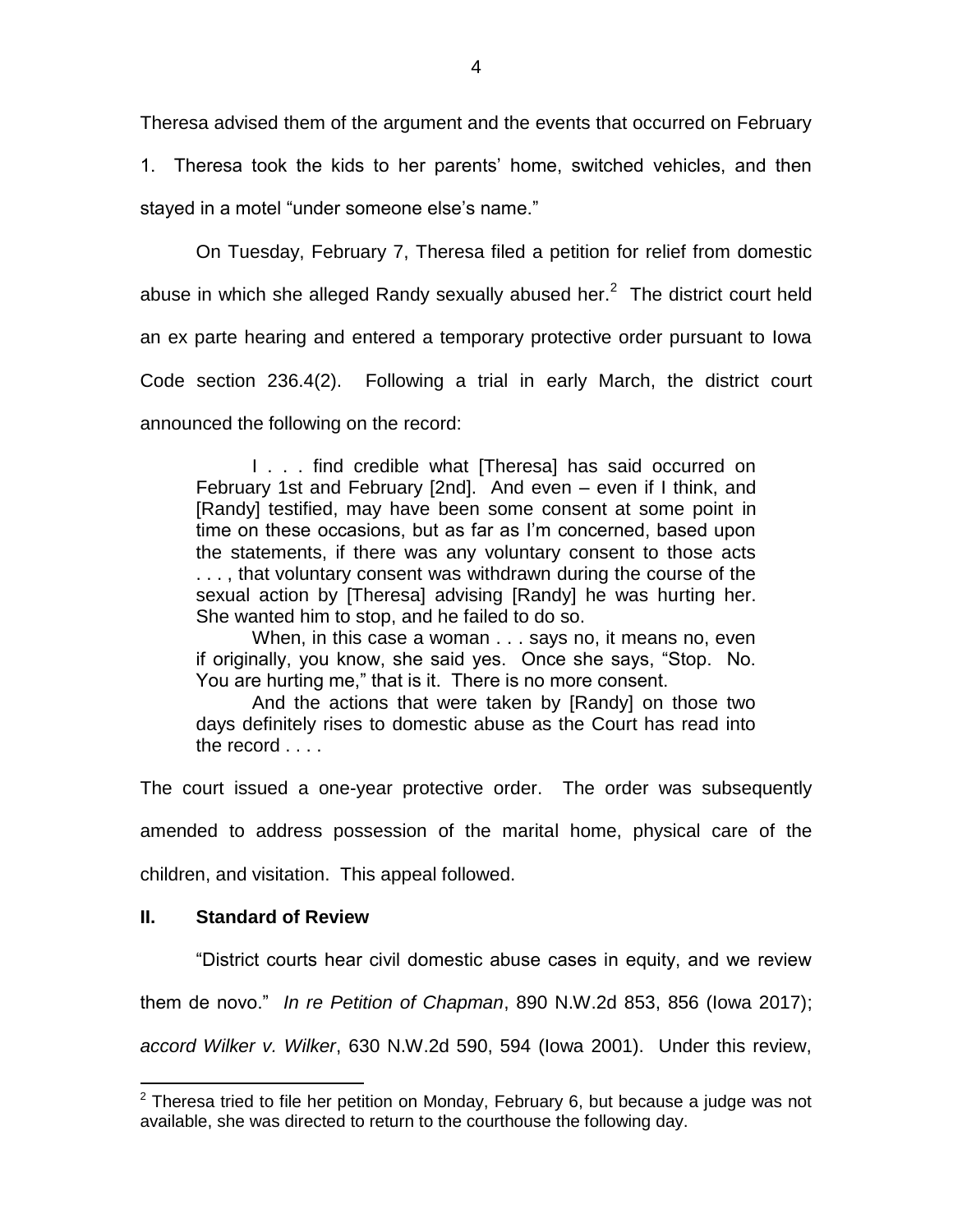Theresa advised them of the argument and the events that occurred on February 1. Theresa took the kids to her parents' home, switched vehicles, and then stayed in a motel "under someone else's name."

On Tuesday, February 7, Theresa filed a petition for relief from domestic abuse in which she alleged Randy sexually abused her.[2] The district court held an ex parte hearing and entered a temporary protective order pursuant to Iowa Code section 236.4(2). Following a trial in early March, the district court announced the following on the record:

> I . . . find credible what [Theresa] has said occurred on February 1st and February [2nd]. And even – even if I think, and [Randy] testified, may have been some consent at some point in time on these occasions, but as far as I'm concerned, based upon the statements, if there was any voluntary consent to those acts . . . , that voluntary consent was withdrawn during the course of the sexual action by [Theresa] advising [Randy] he was hurting her. She wanted him to stop, and he failed to do so.
>
> When, in this case a woman . . . says no, it means no, even if originally, you know, she said yes. Once she says, "Stop. No. You are hurting me," that is it. There is no more consent.
>
> And the actions that were taken by [Randy] on those two days definitely rises to domestic abuse as the Court has read into the record . . . .

The court issued a one-year protective order. The order was subsequently amended to address possession of the marital home, physical care of the children, and visitation. This appeal followed.

## II. Standard of Review

"District courts hear civil domestic abuse cases in equity, and we review them de novo." *In re Petition of Chapman*, 890 N.W.2d 853, 856 (Iowa 2017); *accord Wilker v. Wilker*, 630 N.W.2d 590, 594 (Iowa 2001). Under this review,

---

[2] Theresa tried to file her petition on Monday, February 6, but because a judge was not available, she was directed to return to the courthouse the following day.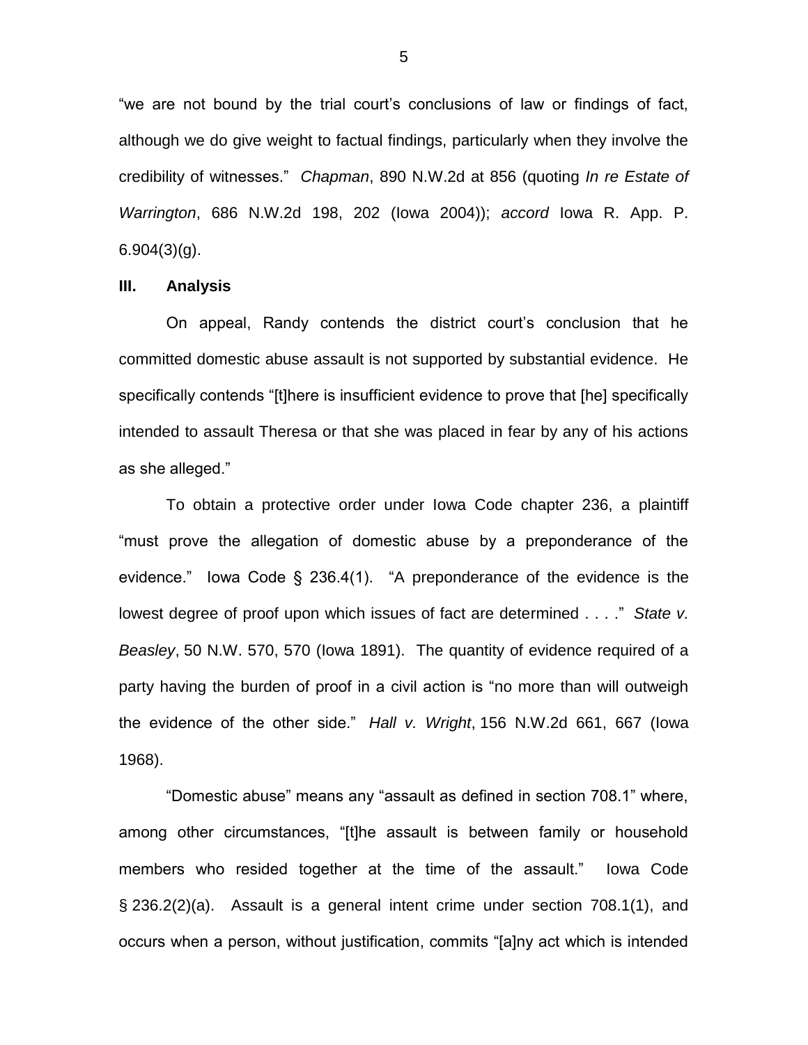"we are not bound by the trial court's conclusions of law or findings of fact, although we do give weight to factual findings, particularly when they involve the credibility of witnesses." *Chapman*, 890 N.W.2d at 856 (quoting *In re Estate of Warrington*, 686 N.W.2d 198, 202 (Iowa 2004)); *accord* Iowa R. App. P. 6.904(3)(g).

## III. Analysis

On appeal, Randy contends the district court's conclusion that he committed domestic abuse assault is not supported by substantial evidence. He specifically contends "[t]here is insufficient evidence to prove that [he] specifically intended to assault Theresa or that she was placed in fear by any of his actions as she alleged."

To obtain a protective order under Iowa Code chapter 236, a plaintiff "must prove the allegation of domestic abuse by a preponderance of the evidence." Iowa Code § 236.4(1). "A preponderance of the evidence is the lowest degree of proof upon which issues of fact are determined . . . ." *State v. Beasley*, 50 N.W. 570, 570 (Iowa 1891). The quantity of evidence required of a party having the burden of proof in a civil action is "no more than will outweigh the evidence of the other side." *Hall v. Wright*, 156 N.W.2d 661, 667 (Iowa 1968).

"Domestic abuse" means any "assault as defined in section 708.1" where, among other circumstances, "[t]he assault is between family or household members who resided together at the time of the assault." Iowa Code § 236.2(2)(a). Assault is a general intent crime under section 708.1(1), and occurs when a person, without justification, commits "[a]ny act which is intended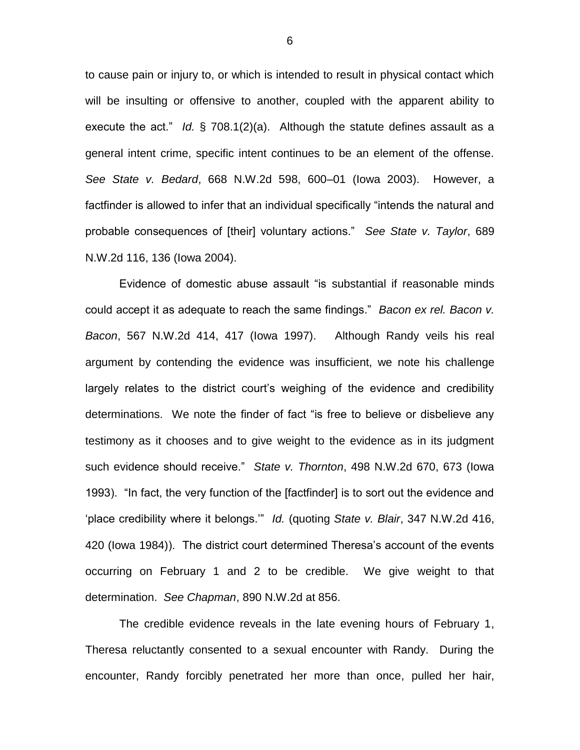to cause pain or injury to, or which is intended to result in physical contact which will be insulting or offensive to another, coupled with the apparent ability to execute the act." *Id.* § 708.1(2)(a). Although the statute defines assault as a general intent crime, specific intent continues to be an element of the offense. *See State v. Bedard*, 668 N.W.2d 598, 600–01 (Iowa 2003). However, a factfinder is allowed to infer that an individual specifically "intends the natural and probable consequences of [their] voluntary actions." *See State v. Taylor*, 689 N.W.2d 116, 136 (Iowa 2004).

Evidence of domestic abuse assault "is substantial if reasonable minds could accept it as adequate to reach the same findings." *Bacon ex rel. Bacon v. Bacon*, 567 N.W.2d 414, 417 (Iowa 1997). Although Randy veils his real argument by contending the evidence was insufficient, we note his challenge largely relates to the district court's weighing of the evidence and credibility determinations. We note the finder of fact "is free to believe or disbelieve any testimony as it chooses and to give weight to the evidence as in its judgment such evidence should receive." *State v. Thornton*, 498 N.W.2d 670, 673 (Iowa 1993). "In fact, the very function of the [factfinder] is to sort out the evidence and 'place credibility where it belongs.'" *Id.* (quoting *State v. Blair*, 347 N.W.2d 416, 420 (Iowa 1984)). The district court determined Theresa's account of the events occurring on February 1 and 2 to be credible. We give weight to that determination. *See Chapman*, 890 N.W.2d at 856.

The credible evidence reveals in the late evening hours of February 1, Theresa reluctantly consented to a sexual encounter with Randy. During the encounter, Randy forcibly penetrated her more than once, pulled her hair,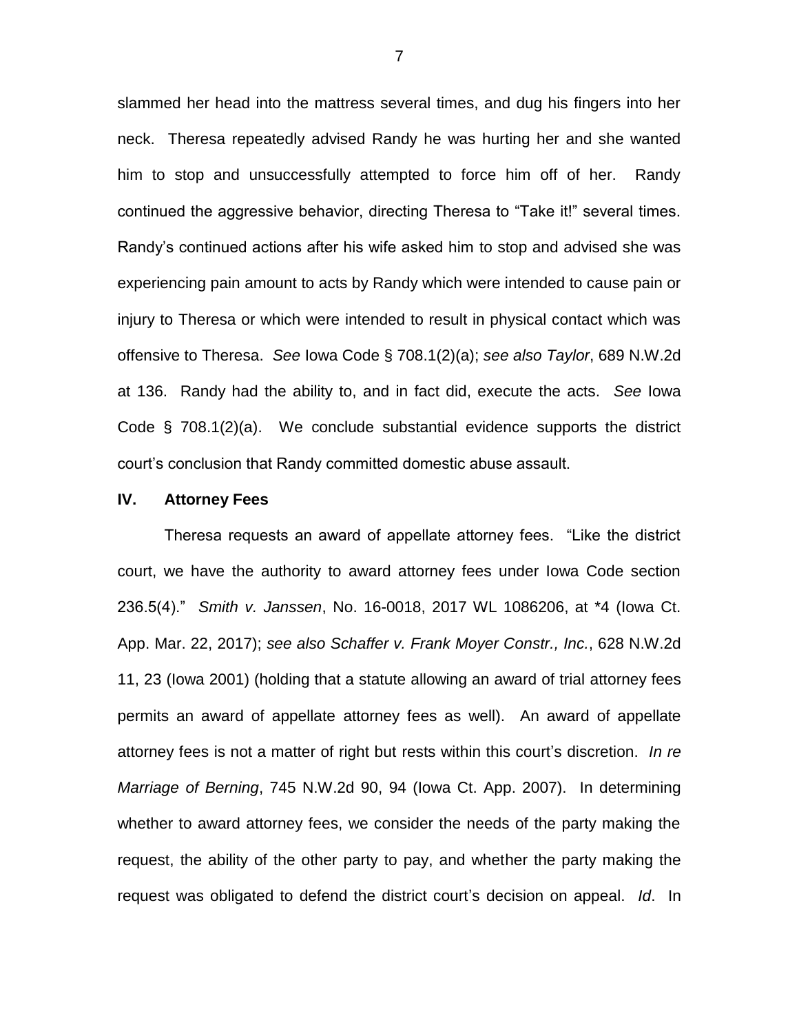slammed her head into the mattress several times, and dug his fingers into her neck. Theresa repeatedly advised Randy he was hurting her and she wanted him to stop and unsuccessfully attempted to force him off of her. Randy continued the aggressive behavior, directing Theresa to "Take it!" several times. Randy's continued actions after his wife asked him to stop and advised she was experiencing pain amount to acts by Randy which were intended to cause pain or injury to Theresa or which were intended to result in physical contact which was offensive to Theresa. *See* Iowa Code § 708.1(2)(a); *see also Taylor*, 689 N.W.2d at 136. Randy had the ability to, and in fact did, execute the acts. *See* Iowa Code § 708.1(2)(a). We conclude substantial evidence supports the district court's conclusion that Randy committed domestic abuse assault.

## IV. Attorney Fees

Theresa requests an award of appellate attorney fees. "Like the district court, we have the authority to award attorney fees under Iowa Code section 236.5(4)." *Smith v. Janssen*, No. 16-0018, 2017 WL 1086206, at *4 (Iowa Ct. App. Mar. 22, 2017); *see also Schaffer v. Frank Moyer Constr., Inc.*, 628 N.W.2d 11, 23 (Iowa 2001) (holding that a statute allowing an award of trial attorney fees permits an award of appellate attorney fees as well). An award of appellate attorney fees is not a matter of right but rests within this court's discretion. *In re Marriage of Berning*, 745 N.W.2d 90, 94 (Iowa Ct. App. 2007). In determining whether to award attorney fees, we consider the needs of the party making the request, the ability of the other party to pay, and whether the party making the request was obligated to defend the district court's decision on appeal. *Id*. In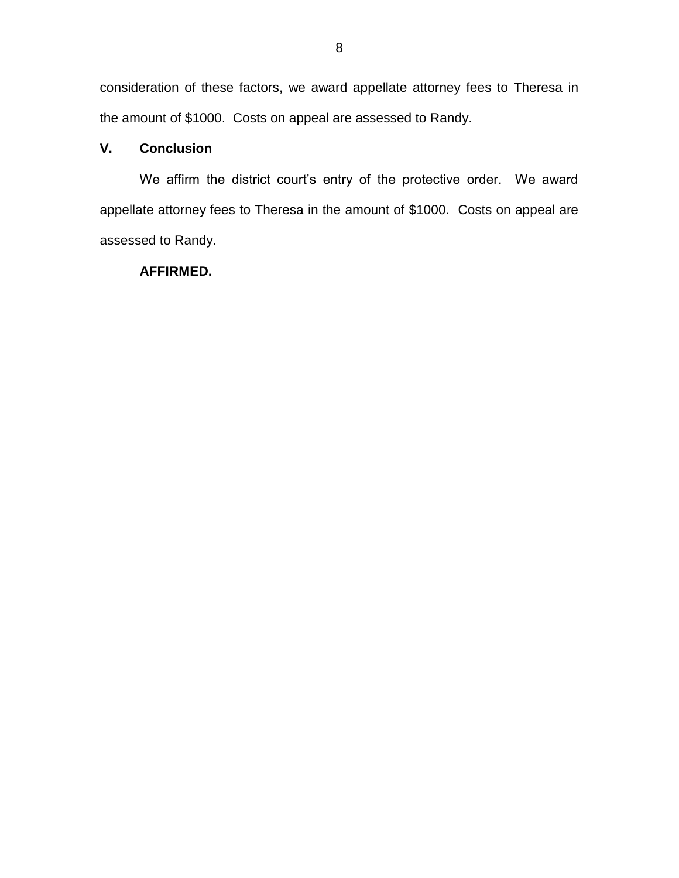consideration of these factors, we award appellate attorney fees to Theresa in the amount of $1000. Costs on appeal are assessed to Randy.

## V. Conclusion

We affirm the district court's entry of the protective order. We award appellate attorney fees to Theresa in the amount of $1000. Costs on appeal are assessed to Randy.

**AFFIRMED.**